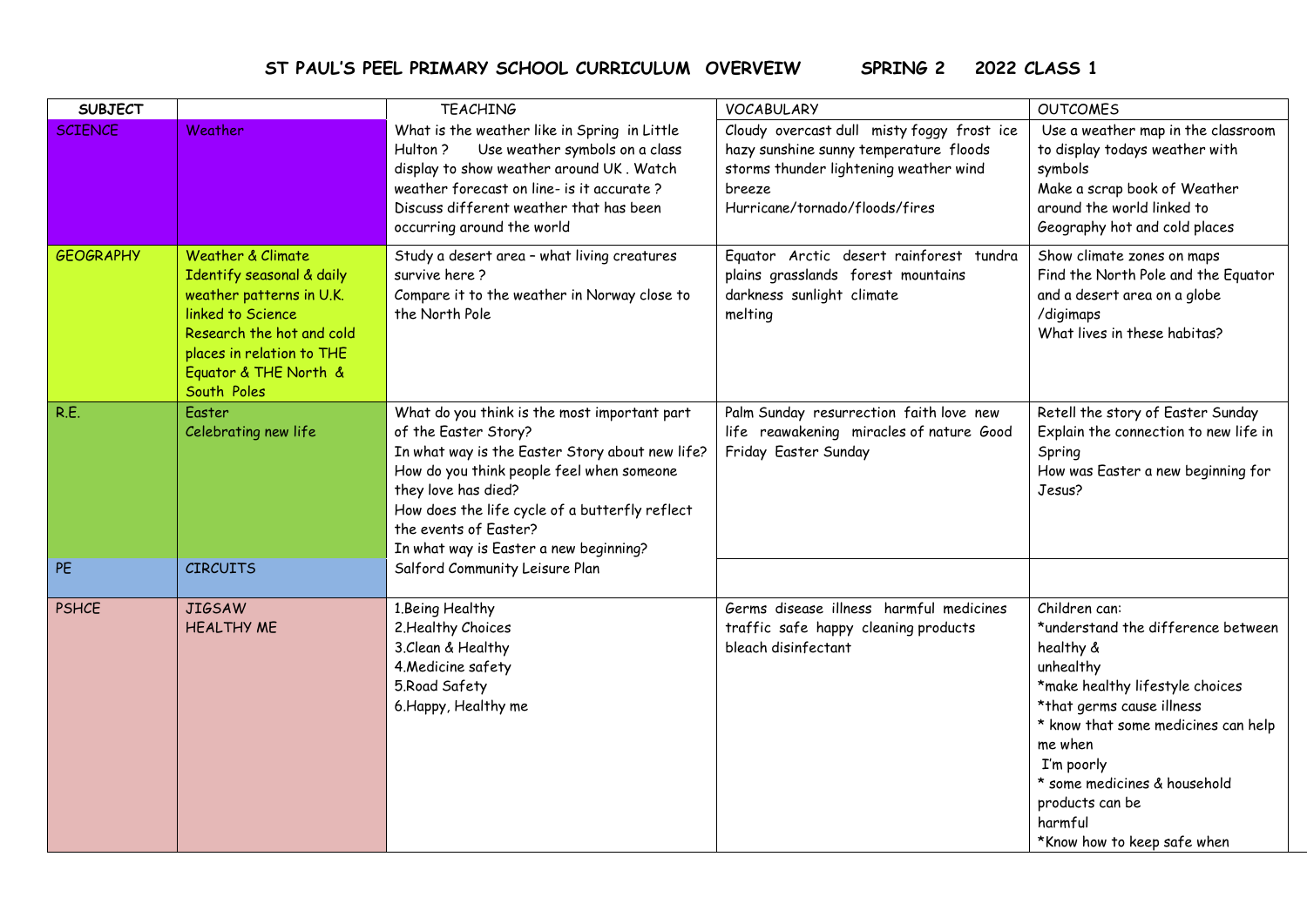# ST PAUL'S PEEL PRIMARY SCHOOL CURRICULUM OVERVEIW SPRING 2 2022 CLASS 1

| SUBJECT | | TEACHING | VOCABULARY | OUTCOMES |
|---|---|---|---|---|
| SCIENCE | Weather | What is the weather like in Spring in Little Hulton ? Use weather symbols on a class display to show weather around UK . Watch weather forecast on line- is it accurate ? Discuss different weather that has been occurring around the world | Cloudy overcast dull misty foggy frost ice hazy sunshine sunny temperature floods storms thunder lightening weather wind breeze Hurricane/tornado/floods/fires | Use a weather map in the classroom to display todays weather with symbols Make a scrap book of Weather around the world linked to Geography hot and cold places |
| GEOGRAPHY | Weather & Climate Identify seasonal & daily weather patterns in U.K. linked to Science Research the hot and cold places in relation to THE Equator & THE North & South Poles | Study a desert area – what living creatures survive here ? Compare it to the weather in Norway close to the North Pole | Equator Arctic desert rainforest tundra plains grasslands forest mountains darkness sunlight climate melting | Show climate zones on maps Find the North Pole and the Equator and a desert area on a globe /digimaps What lives in these habitas? |
| R.E. | Easter Celebrating new life | What do you think is the most important part of the Easter Story? In what way is the Easter Story about new life? How do you think people feel when someone they love has died? How does the life cycle of a butterfly reflect the events of Easter? In what way is Easter a new beginning? | Palm Sunday resurrection faith love new life reawakening miracles of nature Good Friday Easter Sunday | Retell the story of Easter Sunday Explain the connection to new life in Spring How was Easter a new beginning for Jesus? |
| PE | CIRCUITS | Salford Community Leisure Plan | | |
| PSHCE | JIGSAW HEALTHY ME | 1.Being Healthy 2.Healthy Choices 3.Clean & Healthy 4.Medicine safety 5.Road Safety 6.Happy, Healthy me | Germs disease illness harmful medicines traffic safe happy cleaning products bleach disinfectant | Children can: *understand the difference between healthy & unhealthy *make healthy lifestyle choices *that germs cause illness * know that some medicines can help me when I'm poorly * some medicines & household products can be harmful *Know how to keep safe when |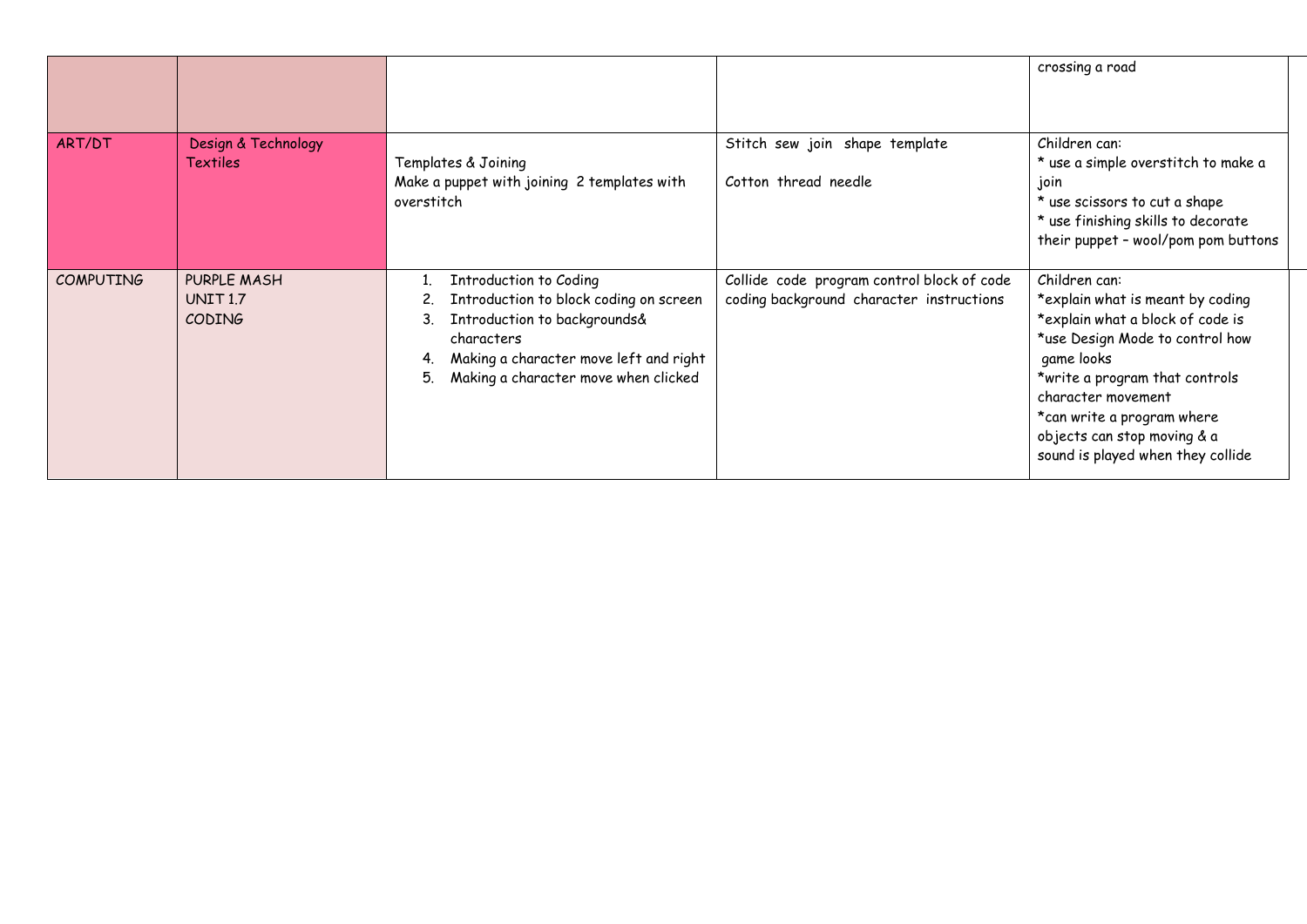| | | | | |
|---|---|---|---|---|
| | | | | crossing a road |
| ART/DT | Design & Technology<br>Textiles | Templates & Joining<br>Make a puppet with joining 2 templates with overstitch | Stitch sew join shape template<br><br>Cotton thread needle | Children can:<br>* use a simple overstitch to make a join<br>* use scissors to cut a shape<br>* use finishing skills to decorate their puppet – wool/pom pom buttons |
| COMPUTING | PURPLE MASH<br>UNIT 1.7<br>CODING | 1. Introduction to Coding<br>2. Introduction to block coding on screen<br>3. Introduction to backgrounds& characters<br>4. Making a character move left and right<br>5. Making a character move when clicked | Collide code program control block of code coding background character instructions | Children can:<br>*explain what is meant by coding<br>*explain what a block of code is<br>*use Design Mode to control how game looks<br>*write a program that controls character movement<br>*can write a program where objects can stop moving & a sound is played when they collide |